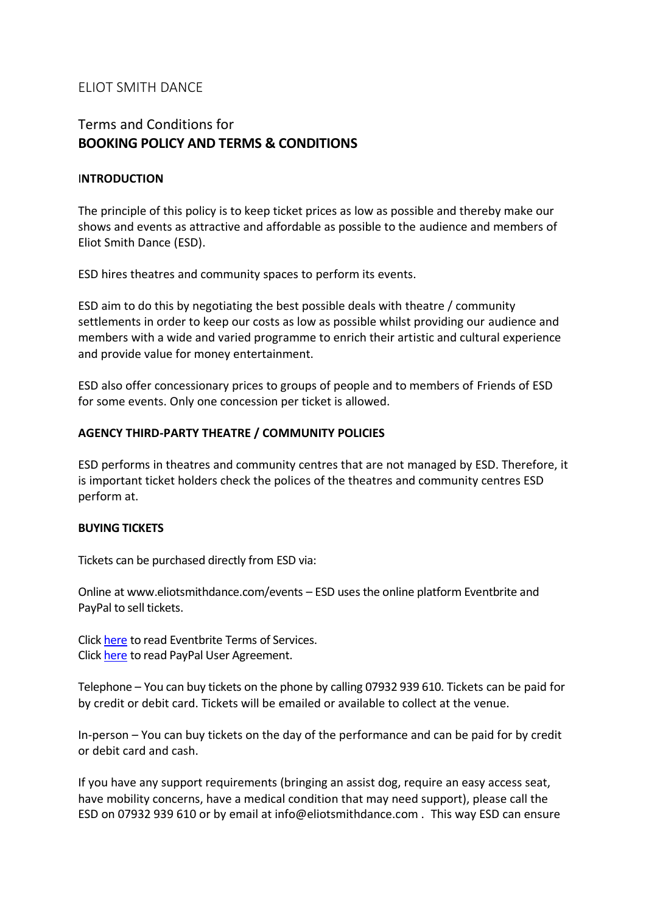ELIOT SMITH DANCE

Terms and Conditions for
# BOOKING POLICY AND TERMS & CONDITIONS

## INTRODUCTION

The principle of this policy is to keep ticket prices as low as possible and thereby make our shows and events as attractive and affordable as possible to the audience and members of Eliot Smith Dance (ESD).

ESD hires theatres and community spaces to perform its events.

ESD aim to do this by negotiating the best possible deals with theatre / community settlements in order to keep our costs as low as possible whilst providing our audience and members with a wide and varied programme to enrich their artistic and cultural experience and provide value for money entertainment.

ESD also offer concessionary prices to groups of people and to members of Friends of ESD for some events. Only one concession per ticket is allowed.

## AGENCY THIRD-PARTY THEATRE / COMMUNITY POLICIES

ESD performs in theatres and community centres that are not managed by ESD. Therefore, it is important ticket holders check the polices of the theatres and community centres ESD perform at.

## BUYING TICKETS

Tickets can be purchased directly from ESD via:

Online at www.eliotsmithdance.com/events – ESD uses the online platform Eventbrite and PayPal to sell tickets.

Click here to read Eventbrite Terms of Services.
Click here to read PayPal User Agreement.

Telephone – You can buy tickets on the phone by calling 07932 939 610. Tickets can be paid for by credit or debit card. Tickets will be emailed or available to collect at the venue.

In-person – You can buy tickets on the day of the performance and can be paid for by credit or debit card and cash.

If you have any support requirements (bringing an assist dog, require an easy access seat, have mobility concerns, have a medical condition that may need support), please call the ESD on 07932 939 610 or by email at info@eliotsmithdance.com . This way ESD can ensure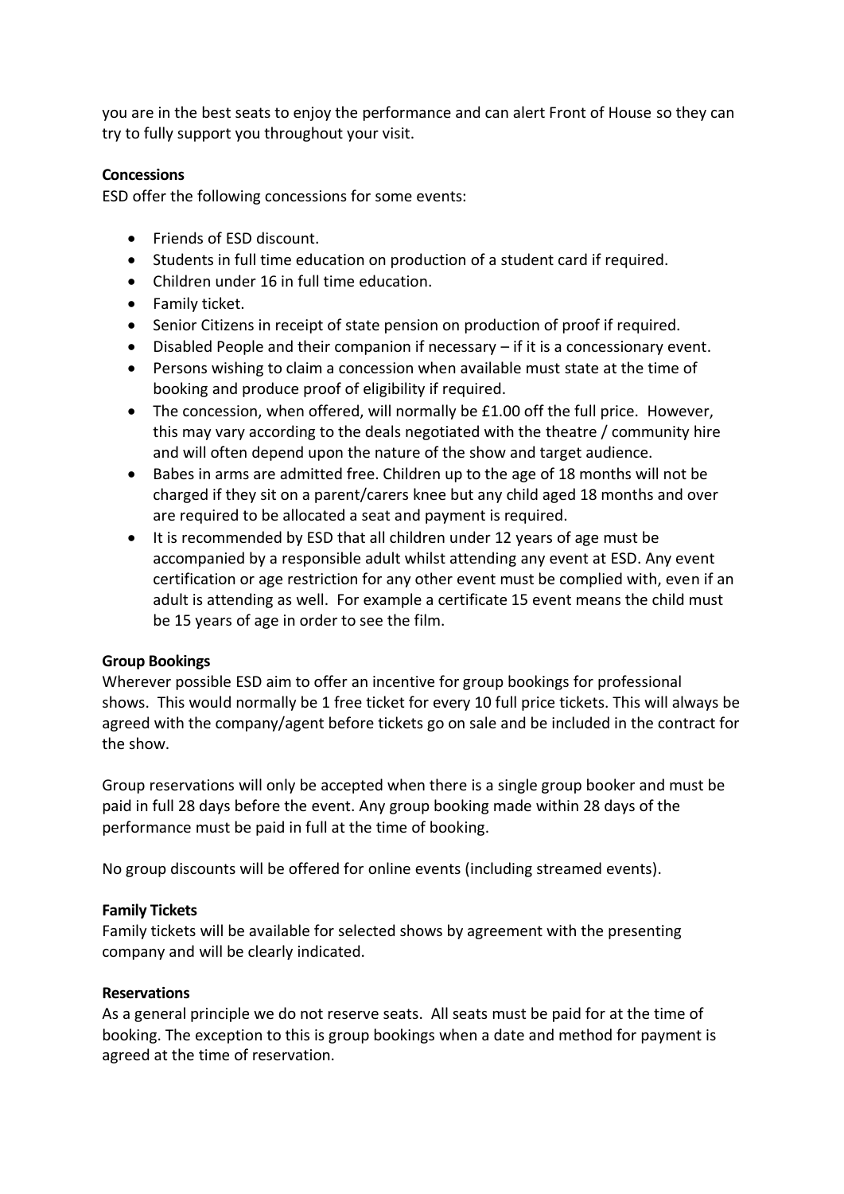you are in the best seats to enjoy the performance and can alert Front of House so they can try to fully support you throughout your visit.

**Concessions**

ESD offer the following concessions for some events:

- Friends of ESD discount.
- Students in full time education on production of a student card if required.
- Children under 16 in full time education.
- Family ticket.
- Senior Citizens in receipt of state pension on production of proof if required.
- Disabled People and their companion if necessary – if it is a concessionary event.
- Persons wishing to claim a concession when available must state at the time of booking and produce proof of eligibility if required.
- The concession, when offered, will normally be £1.00 off the full price. However, this may vary according to the deals negotiated with the theatre / community hire and will often depend upon the nature of the show and target audience.
- Babes in arms are admitted free. Children up to the age of 18 months will not be charged if they sit on a parent/carers knee but any child aged 18 months and over are required to be allocated a seat and payment is required.
- It is recommended by ESD that all children under 12 years of age must be accompanied by a responsible adult whilst attending any event at ESD. Any event certification or age restriction for any other event must be complied with, even if an adult is attending as well. For example a certificate 15 event means the child must be 15 years of age in order to see the film.

**Group Bookings**

Wherever possible ESD aim to offer an incentive for group bookings for professional shows. This would normally be 1 free ticket for every 10 full price tickets. This will always be agreed with the company/agent before tickets go on sale and be included in the contract for the show.

Group reservations will only be accepted when there is a single group booker and must be paid in full 28 days before the event. Any group booking made within 28 days of the performance must be paid in full at the time of booking.

No group discounts will be offered for online events (including streamed events).

**Family Tickets**

Family tickets will be available for selected shows by agreement with the presenting company and will be clearly indicated.

**Reservations**

As a general principle we do not reserve seats. All seats must be paid for at the time of booking. The exception to this is group bookings when a date and method for payment is agreed at the time of reservation.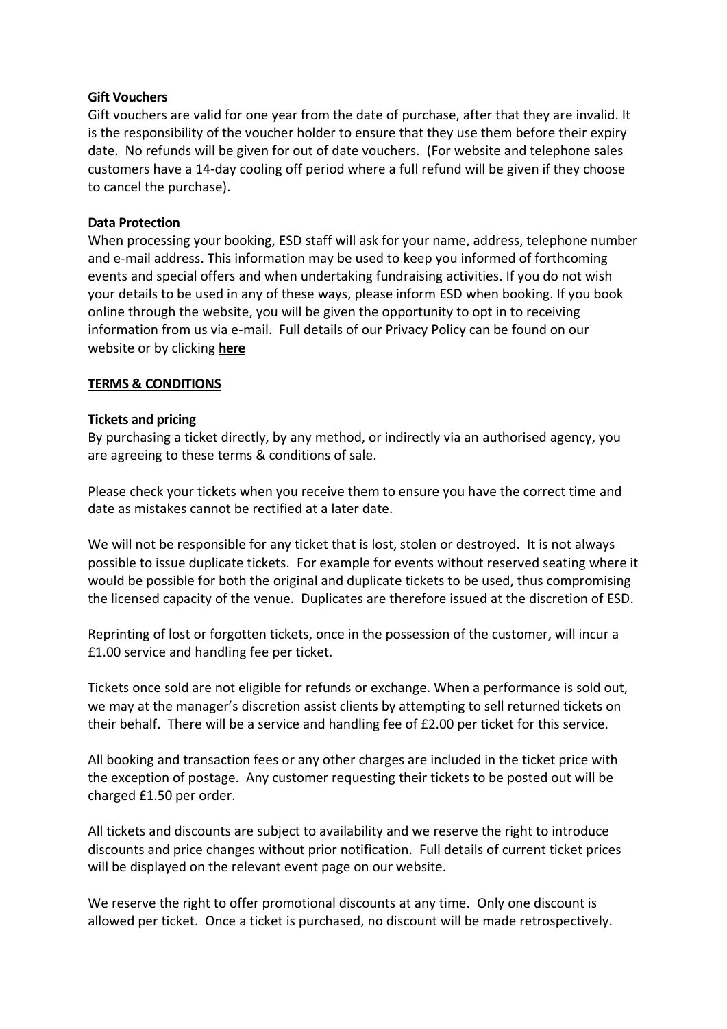**Gift Vouchers**

Gift vouchers are valid for one year from the date of purchase, after that they are invalid. It is the responsibility of the voucher holder to ensure that they use them before their expiry date. No refunds will be given for out of date vouchers. (For website and telephone sales customers have a 14-day cooling off period where a full refund will be given if they choose to cancel the purchase).

**Data Protection**

When processing your booking, ESD staff will ask for your name, address, telephone number and e-mail address. This information may be used to keep you informed of forthcoming events and special offers and when undertaking fundraising activities. If you do not wish your details to be used in any of these ways, please inform ESD when booking. If you book online through the website, you will be given the opportunity to opt in to receiving information from us via e-mail. Full details of our Privacy Policy can be found on our website or by clicking **here**

## **TERMS & CONDITIONS**

**Tickets and pricing**

By purchasing a ticket directly, by any method, or indirectly via an authorised agency, you are agreeing to these terms & conditions of sale.

Please check your tickets when you receive them to ensure you have the correct time and date as mistakes cannot be rectified at a later date.

We will not be responsible for any ticket that is lost, stolen or destroyed. It is not always possible to issue duplicate tickets. For example for events without reserved seating where it would be possible for both the original and duplicate tickets to be used, thus compromising the licensed capacity of the venue. Duplicates are therefore issued at the discretion of ESD.

Reprinting of lost or forgotten tickets, once in the possession of the customer, will incur a £1.00 service and handling fee per ticket.

Tickets once sold are not eligible for refunds or exchange. When a performance is sold out, we may at the manager's discretion assist clients by attempting to sell returned tickets on their behalf. There will be a service and handling fee of £2.00 per ticket for this service.

All booking and transaction fees or any other charges are included in the ticket price with the exception of postage. Any customer requesting their tickets to be posted out will be charged £1.50 per order.

All tickets and discounts are subject to availability and we reserve the right to introduce discounts and price changes without prior notification. Full details of current ticket prices will be displayed on the relevant event page on our website.

We reserve the right to offer promotional discounts at any time. Only one discount is allowed per ticket. Once a ticket is purchased, no discount will be made retrospectively.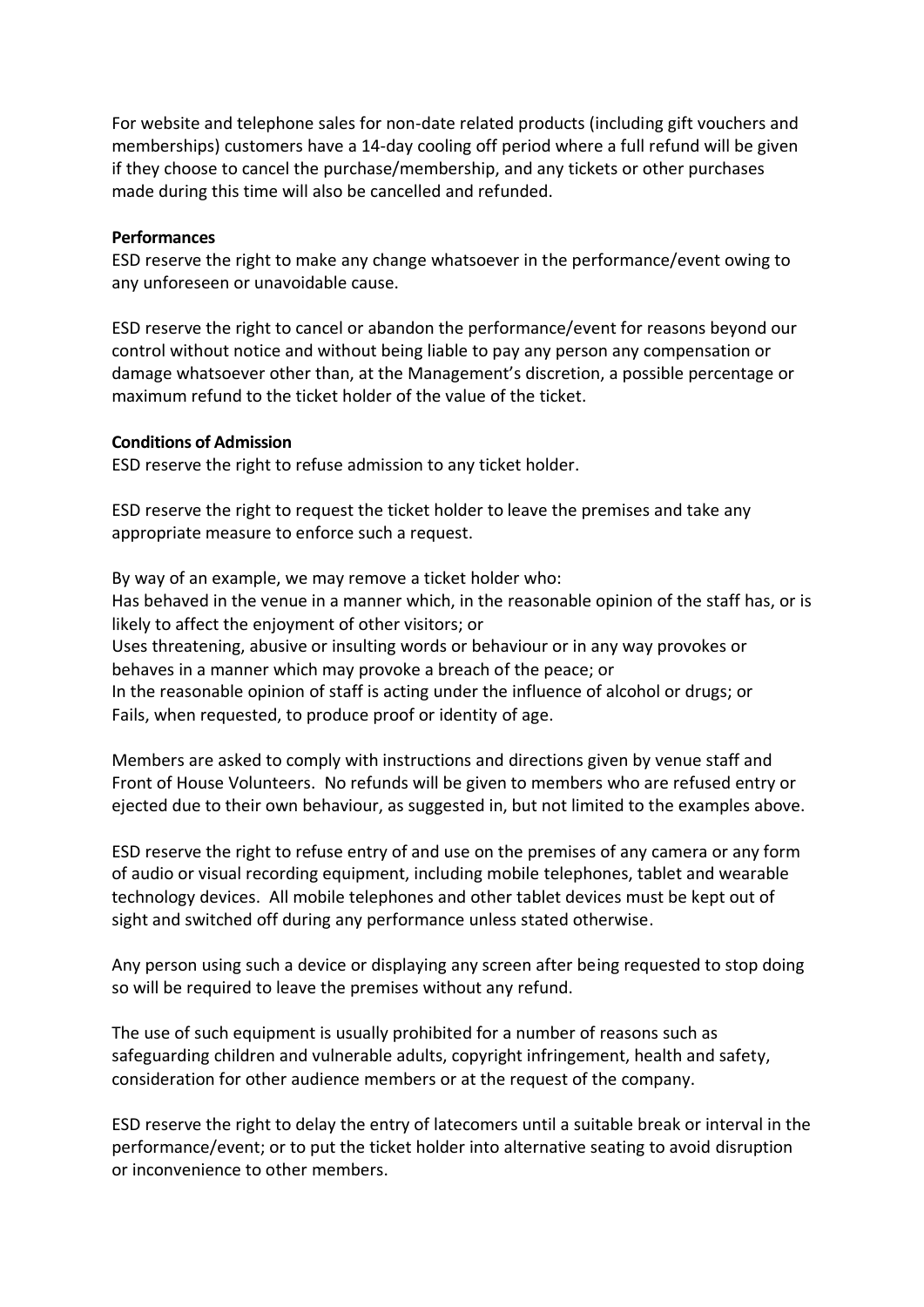For website and telephone sales for non-date related products (including gift vouchers and memberships) customers have a 14-day cooling off period where a full refund will be given if they choose to cancel the purchase/membership, and any tickets or other purchases made during this time will also be cancelled and refunded.

**Performances**

ESD reserve the right to make any change whatsoever in the performance/event owing to any unforeseen or unavoidable cause.

ESD reserve the right to cancel or abandon the performance/event for reasons beyond our control without notice and without being liable to pay any person any compensation or damage whatsoever other than, at the Management's discretion, a possible percentage or maximum refund to the ticket holder of the value of the ticket.

**Conditions of Admission**

ESD reserve the right to refuse admission to any ticket holder.

ESD reserve the right to request the ticket holder to leave the premises and take any appropriate measure to enforce such a request.

By way of an example, we may remove a ticket holder who:
Has behaved in the venue in a manner which, in the reasonable opinion of the staff has, or is likely to affect the enjoyment of other visitors; or
Uses threatening, abusive or insulting words or behaviour or in any way provokes or behaves in a manner which may provoke a breach of the peace; or
In the reasonable opinion of staff is acting under the influence of alcohol or drugs; or
Fails, when requested, to produce proof or identity of age.

Members are asked to comply with instructions and directions given by venue staff and Front of House Volunteers. No refunds will be given to members who are refused entry or ejected due to their own behaviour, as suggested in, but not limited to the examples above.

ESD reserve the right to refuse entry of and use on the premises of any camera or any form of audio or visual recording equipment, including mobile telephones, tablet and wearable technology devices. All mobile telephones and other tablet devices must be kept out of sight and switched off during any performance unless stated otherwise.

Any person using such a device or displaying any screen after being requested to stop doing so will be required to leave the premises without any refund.

The use of such equipment is usually prohibited for a number of reasons such as safeguarding children and vulnerable adults, copyright infringement, health and safety, consideration for other audience members or at the request of the company.

ESD reserve the right to delay the entry of latecomers until a suitable break or interval in the performance/event; or to put the ticket holder into alternative seating to avoid disruption or inconvenience to other members.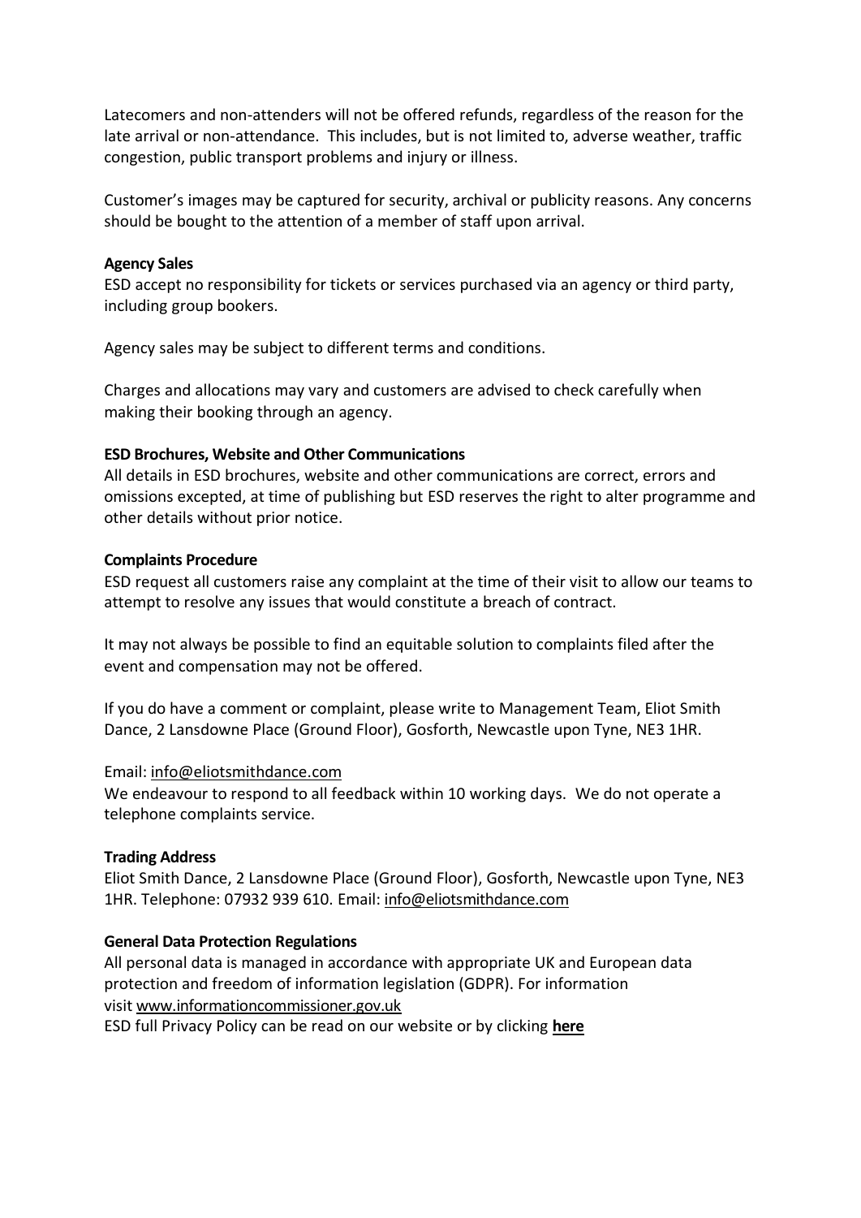Latecomers and non-attenders will not be offered refunds, regardless of the reason for the late arrival or non-attendance. This includes, but is not limited to, adverse weather, traffic congestion, public transport problems and injury or illness.

Customer's images may be captured for security, archival or publicity reasons. Any concerns should be bought to the attention of a member of staff upon arrival.

**Agency Sales**

ESD accept no responsibility for tickets or services purchased via an agency or third party, including group bookers.

Agency sales may be subject to different terms and conditions.

Charges and allocations may vary and customers are advised to check carefully when making their booking through an agency.

**ESD Brochures, Website and Other Communications**

All details in ESD brochures, website and other communications are correct, errors and omissions excepted, at time of publishing but ESD reserves the right to alter programme and other details without prior notice.

**Complaints Procedure**

ESD request all customers raise any complaint at the time of their visit to allow our teams to attempt to resolve any issues that would constitute a breach of contract.

It may not always be possible to find an equitable solution to complaints filed after the event and compensation may not be offered.

If you do have a comment or complaint, please write to Management Team, Eliot Smith Dance, 2 Lansdowne Place (Ground Floor), Gosforth, Newcastle upon Tyne, NE3 1HR.

Email: info@eliotsmithdance.com
We endeavour to respond to all feedback within 10 working days. We do not operate a telephone complaints service.

**Trading Address**

Eliot Smith Dance, 2 Lansdowne Place (Ground Floor), Gosforth, Newcastle upon Tyne, NE3 1HR. Telephone: 07932 939 610. Email: info@eliotsmithdance.com

**General Data Protection Regulations**

All personal data is managed in accordance with appropriate UK and European data protection and freedom of information legislation (GDPR). For information visit www.informationcommissioner.gov.uk
ESD full Privacy Policy can be read on our website or by clicking **here**